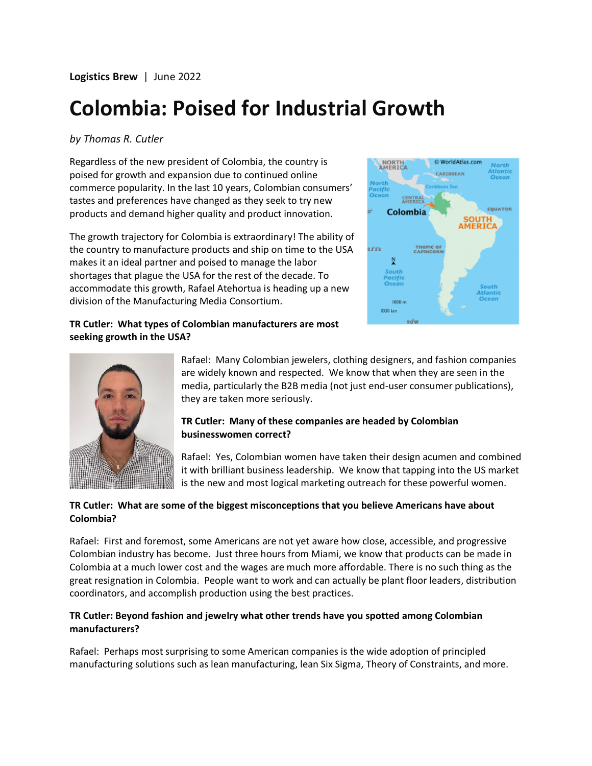**Logistics Brew** | June 2022

# Colombia: Poised for Industrial Growth

*by Thomas R. Cutler*

Regardless of the new president of Colombia, the country is poised for growth and expansion due to continued online commerce popularity. In the last 10 years, Colombian consumers' tastes and preferences have changed as they seek to try new products and demand higher quality and product innovation.

The growth trajectory for Colombia is extraordinary! The ability of the country to manufacture products and ship on time to the USA makes it an ideal partner and poised to manage the labor shortages that plague the USA for the rest of the decade. To accommodate this growth, Rafael Atehortua is heading up a new division of the Manufacturing Media Consortium.

**TR Cutler: What types of Colombian manufacturers are most seeking growth in the USA?**

Rafael: Many Colombian jewelers, clothing designers, and fashion companies are widely known and respected. We know that when they are seen in the media, particularly the B2B media (not just end-user consumer publications), they are taken more seriously.

**TR Cutler: Many of these companies are headed by Colombian businesswomen correct?**

Rafael: Yes, Colombian women have taken their design acumen and combined it with brilliant business leadership. We know that tapping into the US market is the new and most logical marketing outreach for these powerful women.

**TR Cutler: What are some of the biggest misconceptions that you believe Americans have about Colombia?**

Rafael: First and foremost, some Americans are not yet aware how close, accessible, and progressive Colombian industry has become. Just three hours from Miami, we know that products can be made in Colombia at a much lower cost and the wages are much more affordable. There is no such thing as the great resignation in Colombia. People want to work and can actually be plant floor leaders, distribution coordinators, and accomplish production using the best practices.

**TR Cutler: Beyond fashion and jewelry what other trends have you spotted among Colombian manufacturers?**

Rafael: Perhaps most surprising to some American companies is the wide adoption of principled manufacturing solutions such as lean manufacturing, lean Six Sigma, Theory of Constraints, and more.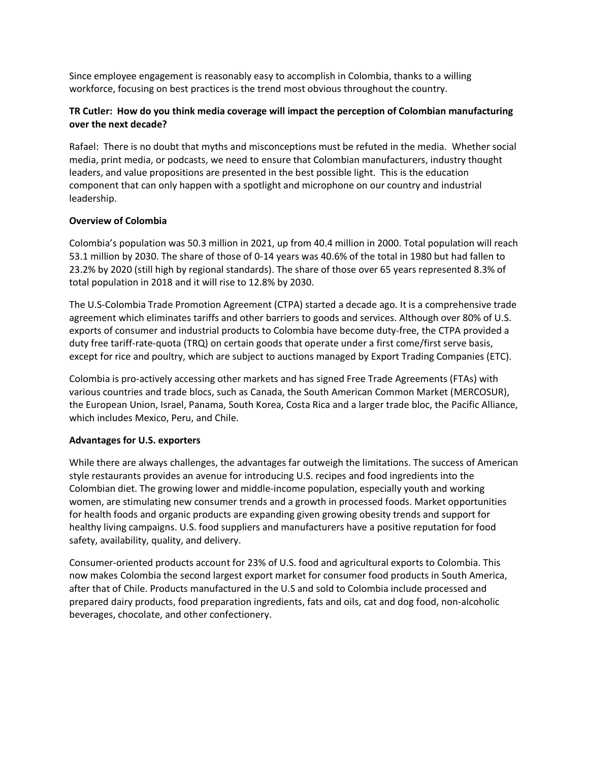Since employee engagement is reasonably easy to accomplish in Colombia, thanks to a willing workforce, focusing on best practices is the trend most obvious throughout the country.

**TR Cutler: How do you think media coverage will impact the perception of Colombian manufacturing over the next decade?**

Rafael: There is no doubt that myths and misconceptions must be refuted in the media. Whether social media, print media, or podcasts, we need to ensure that Colombian manufacturers, industry thought leaders, and value propositions are presented in the best possible light. This is the education component that can only happen with a spotlight and microphone on our country and industrial leadership.

**Overview of Colombia**

Colombia's population was 50.3 million in 2021, up from 40.4 million in 2000. Total population will reach 53.1 million by 2030. The share of those of 0-14 years was 40.6% of the total in 1980 but had fallen to 23.2% by 2020 (still high by regional standards). The share of those over 65 years represented 8.3% of total population in 2018 and it will rise to 12.8% by 2030.

The U.S-Colombia Trade Promotion Agreement (CTPA) started a decade ago. It is a comprehensive trade agreement which eliminates tariffs and other barriers to goods and services. Although over 80% of U.S. exports of consumer and industrial products to Colombia have become duty-free, the CTPA provided a duty free tariff-rate-quota (TRQ) on certain goods that operate under a first come/first serve basis, except for rice and poultry, which are subject to auctions managed by Export Trading Companies (ETC).

Colombia is pro-actively accessing other markets and has signed Free Trade Agreements (FTAs) with various countries and trade blocs, such as Canada, the South American Common Market (MERCOSUR), the European Union, Israel, Panama, South Korea, Costa Rica and a larger trade bloc, the Pacific Alliance, which includes Mexico, Peru, and Chile.

**Advantages for U.S. exporters**

While there are always challenges, the advantages far outweigh the limitations. The success of American style restaurants provides an avenue for introducing U.S. recipes and food ingredients into the Colombian diet. The growing lower and middle-income population, especially youth and working women, are stimulating new consumer trends and a growth in processed foods. Market opportunities for health foods and organic products are expanding given growing obesity trends and support for healthy living campaigns. U.S. food suppliers and manufacturers have a positive reputation for food safety, availability, quality, and delivery.

Consumer-oriented products account for 23% of U.S. food and agricultural exports to Colombia. This now makes Colombia the second largest export market for consumer food products in South America, after that of Chile. Products manufactured in the U.S and sold to Colombia include processed and prepared dairy products, food preparation ingredients, fats and oils, cat and dog food, non-alcoholic beverages, chocolate, and other confectionery.